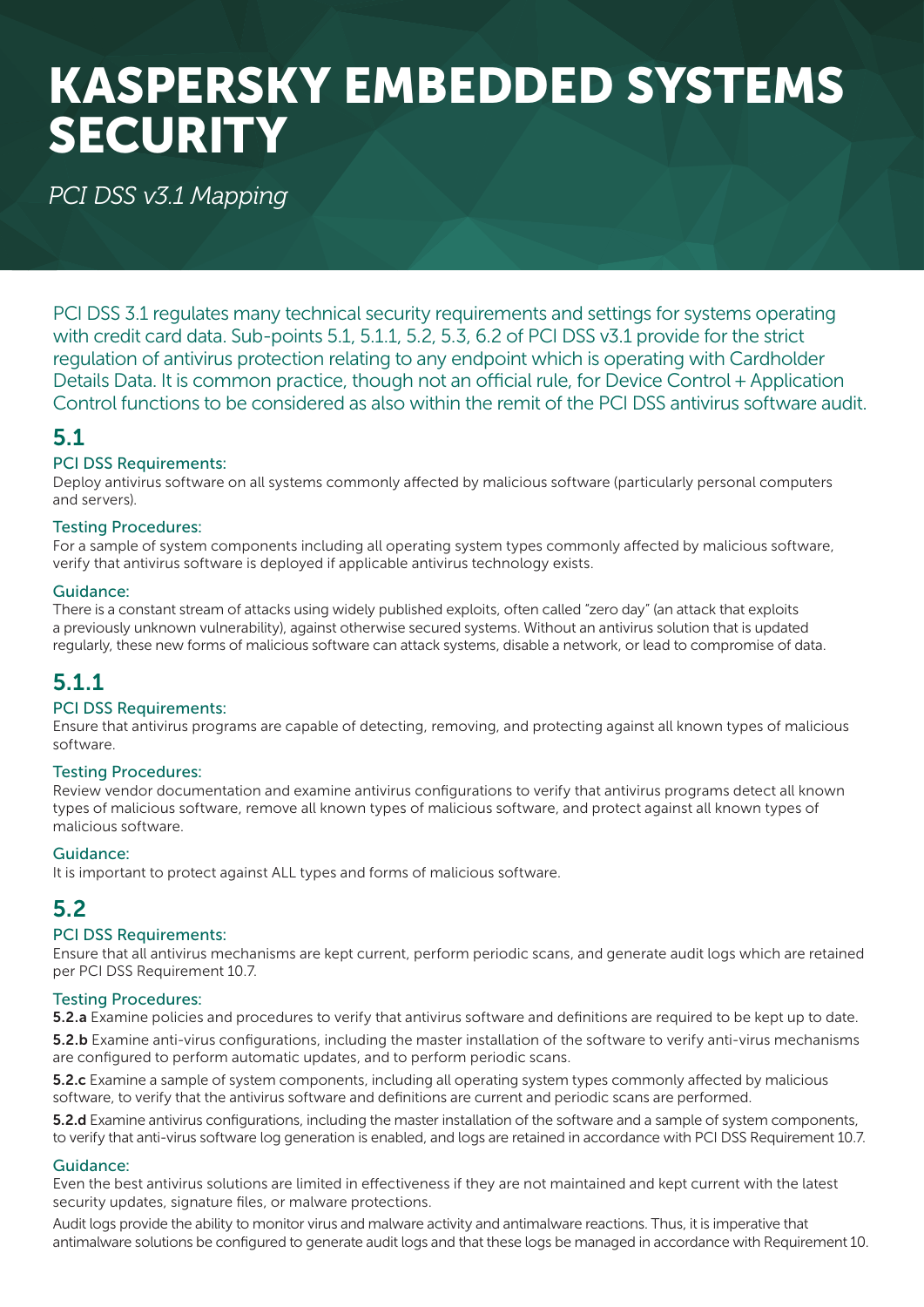# KASPERSKY EMBEDDED SYSTEMS SECURITY

*PCI DSS v3.1 Mapping*

PCI DSS 3.1 regulates many technical security requirements and settings for systems operating with credit card data. Sub-points 5.1, 5.1.1, 5.2, 5.3, 6.2 of PCI DSS v3.1 provide for the strict regulation of antivirus protection relating to any endpoint which is operating with Cardholder Details Data. It is common practice, though not an official rule, for Device Control + Application Control functions to be considered as also within the remit of the PCI DSS antivirus software audit.

## 5.1

### PCI DSS Requirements:

Deploy antivirus software on all systems commonly affected by malicious software (particularly personal computers and servers).

### Testing Procedures:

For a sample of system components including all operating system types commonly affected by malicious software, verify that antivirus software is deployed if applicable antivirus technology exists.

### Guidance:

There is a constant stream of attacks using widely published exploits, often called "zero day" (an attack that exploits a previously unknown vulnerability), against otherwise secured systems. Without an antivirus solution that is updated regularly, these new forms of malicious software can attack systems, disable a network, or lead to compromise of data.

## 5.1.1

### PCI DSS Requirements:

Ensure that antivirus programs are capable of detecting, removing, and protecting against all known types of malicious software.

### Testing Procedures:

Review vendor documentation and examine antivirus configurations to verify that antivirus programs detect all known types of malicious software, remove all known types of malicious software, and protect against all known types of malicious software.

### Guidance:

It is important to protect against ALL types and forms of malicious software.

## 5.2

### PCI DSS Requirements:

Ensure that all antivirus mechanisms are kept current, perform periodic scans, and generate audit logs which are retained per PCI DSS Requirement 10.7.

### Testing Procedures:

**5.2.a** Examine policies and procedures to verify that antivirus software and definitions are required to be kept up to date.

**5.2.b** Examine anti-virus configurations, including the master installation of the software to verify anti-virus mechanisms are configured to perform automatic updates, and to perform periodic scans.

**5.2.c** Examine a sample of system components, including all operating system types commonly affected by malicious software, to verify that the antivirus software and definitions are current and periodic scans are performed.

**5.2.d** Examine antivirus configurations, including the master installation of the software and a sample of system components, to verify that anti-virus software log generation is enabled, and logs are retained in accordance with PCI DSS Requirement 10.7.

### Guidance:

Even the best antivirus solutions are limited in effectiveness if they are not maintained and kept current with the latest security updates, signature files, or malware protections.

Audit logs provide the ability to monitor virus and malware activity and antimalware reactions. Thus, it is imperative that antimalware solutions be configured to generate audit logs and that these logs be managed in accordance with Requirement 10.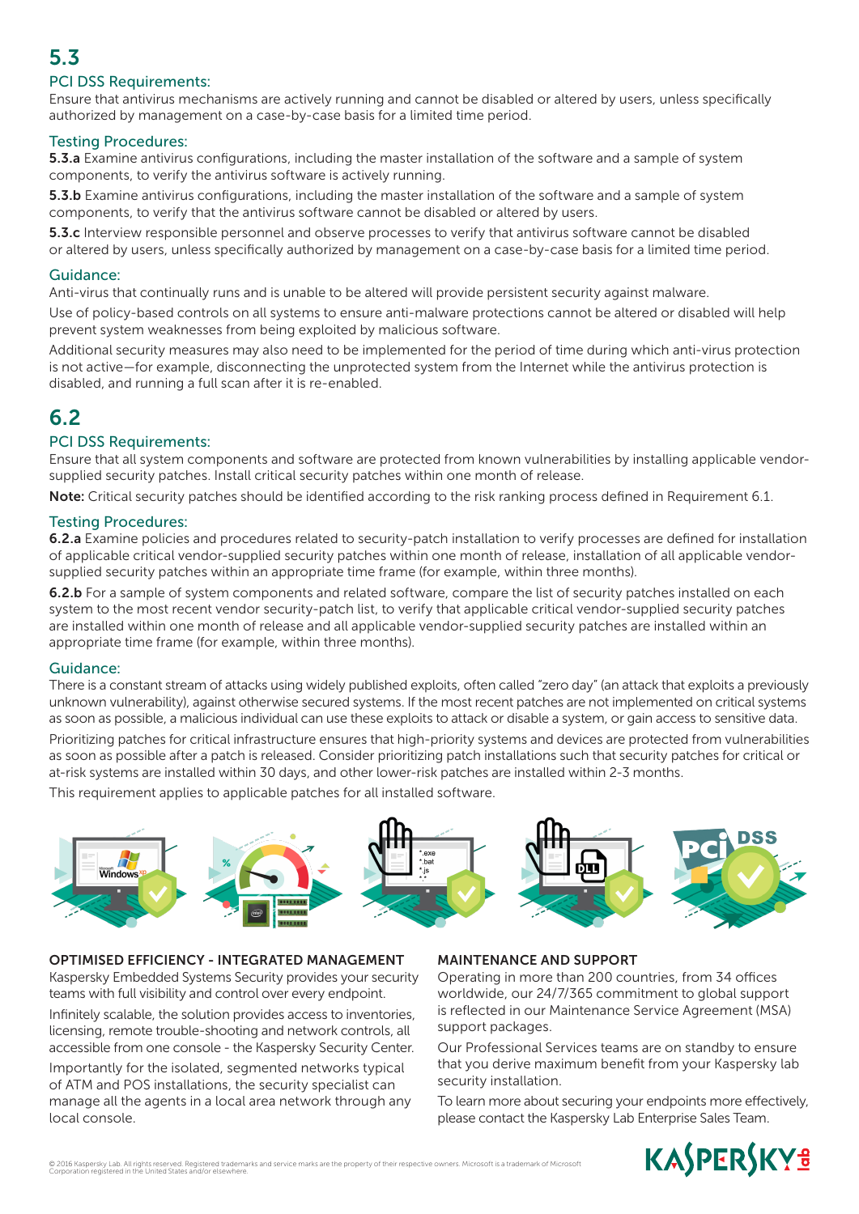## 5.3

### PCI DSS Requirements:

Ensure that antivirus mechanisms are actively running and cannot be disabled or altered by users, unless specifically authorized by management on a case-by-case basis for a limited time period.

### Testing Procedures:

**5.3.a** Examine antivirus configurations, including the master installation of the software and a sample of system components, to verify the antivirus software is actively running.

**5.3.b** Examine antivirus configurations, including the master installation of the software and a sample of system components, to verify that the antivirus software cannot be disabled or altered by users.

**5.3.c** Interview responsible personnel and observe processes to verify that antivirus software cannot be disabled or altered by users, unless specifically authorized by management on a case-by-case basis for a limited time period.

### Guidance:

Anti-virus that continually runs and is unable to be altered will provide persistent security against malware.

Use of policy-based controls on all systems to ensure anti-malware protections cannot be altered or disabled will help prevent system weaknesses from being exploited by malicious software.

Additional security measures may also need to be implemented for the period of time during which anti-virus protection is not active—for example, disconnecting the unprotected system from the Internet while the antivirus protection is disabled, and running a full scan after it is re-enabled.

## 6.2

### PCI DSS Requirements:

Ensure that all system components and software are protected from known vulnerabilities by installing applicable vendor-supplied security patches. Install critical security patches within one month of release.

**Note:** Critical security patches should be identified according to the risk ranking process defined in Requirement 6.1.

### Testing Procedures:

**6.2.a** Examine policies and procedures related to security-patch installation to verify processes are defined for installation of applicable critical vendor-supplied security patches within one month of release, installation of all applicable vendor-supplied security patches within an appropriate time frame (for example, within three months).

**6.2.b** For a sample of system components and related software, compare the list of security patches installed on each system to the most recent vendor security-patch list, to verify that applicable critical vendor-supplied security patches are installed within one month of release and all applicable vendor-supplied security patches are installed within an appropriate time frame (for example, within three months).

### Guidance:

There is a constant stream of attacks using widely published exploits, often called "zero day" (an attack that exploits a previously unknown vulnerability), against otherwise secured systems. If the most recent patches are not implemented on critical systems as soon as possible, a malicious individual can use these exploits to attack or disable a system, or gain access to sensitive data.

Prioritizing patches for critical infrastructure ensures that high-priority systems and devices are protected from vulnerabilities as soon as possible after a patch is released. Consider prioritizing patch installations such that security patches for critical or at-risk systems are installed within 30 days, and other lower-risk patches are installed within 2-3 months.

This requirement applies to applicable patches for all installed software.

### OPTIMISED EFFICIENCY - INTEGRATED MANAGEMENT

Kaspersky Embedded Systems Security provides your security teams with full visibility and control over every endpoint.

Infinitely scalable, the solution provides access to inventories, licensing, remote trouble-shooting and network controls, all accessible from one console - the Kaspersky Security Center.

Importantly for the isolated, segmented networks typical of ATM and POS installations, the security specialist can manage all the agents in a local area network through any local console.

### MAINTENANCE AND SUPPORT

Operating in more than 200 countries, from 34 offices worldwide, our 24/7/365 commitment to global support is reflected in our Maintenance Service Agreement (MSA) support packages.

Our Professional Services teams are on standby to ensure that you derive maximum benefit from your Kaspersky lab security installation.

To learn more about securing your endpoints more effectively, please contact the Kaspersky Lab Enterprise Sales Team.

© 2016 Kaspersky Lab. All rights reserved. Registered trademarks and service marks are the property of their respective owners. Microsoft is a trademark of Microsoft Corporation registered in the United States and/or elsewhere.